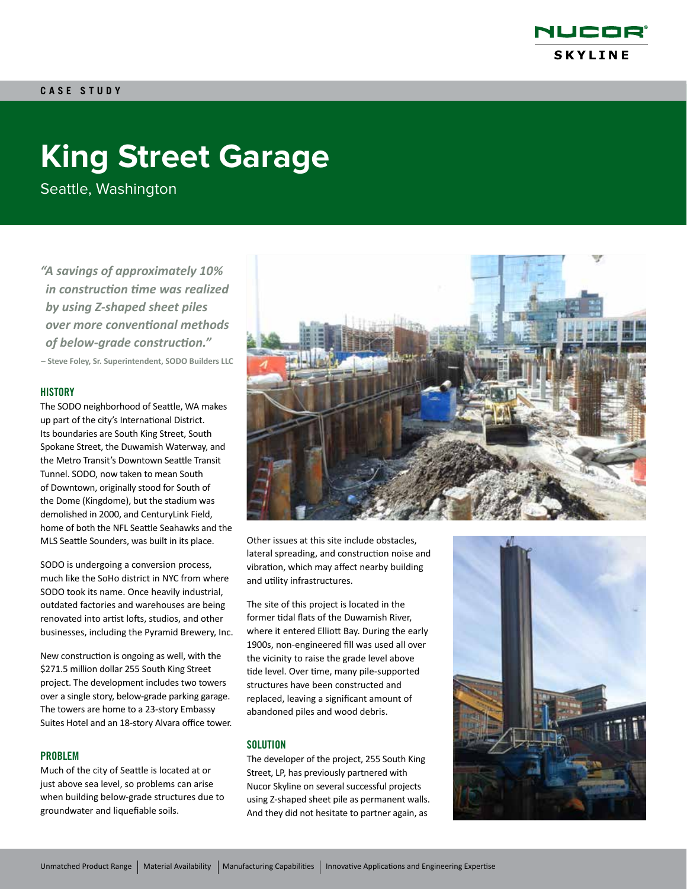CASE STUDY

# King Street Garage

Seattle, Washington

*"A savings of approximately 10% in construction time was realized by using Z-shaped sheet piles over more conventional methods of below-grade construction."*

**– Steve Foley, Sr. Superintendent, SODO Builders LLC**

## HISTORY

The SODO neighborhood of Seattle, WA makes up part of the city's International District. Its boundaries are South King Street, South Spokane Street, the Duwamish Waterway, and the Metro Transit's Downtown Seattle Transit Tunnel. SODO, now taken to mean South of Downtown, originally stood for South of the Dome (Kingdome), but the stadium was demolished in 2000, and CenturyLink Field, home of both the NFL Seattle Seahawks and the MLS Seattle Sounders, was built in its place.

SODO is undergoing a conversion process, much like the SoHo district in NYC from where SODO took its name. Once heavily industrial, outdated factories and warehouses are being renovated into artist lofts, studios, and other businesses, including the Pyramid Brewery, Inc.

New construction is ongoing as well, with the $271.5 million dollar 255 South King Street project. The development includes two towers over a single story, below-grade parking garage. The towers are home to a 23-story Embassy Suites Hotel and an 18-story Alvara office tower.

## PROBLEM

Much of the city of Seattle is located at or just above sea level, so problems can arise when building below-grade structures due to groundwater and liquefiable soils.

Other issues at this site include obstacles, lateral spreading, and construction noise and vibration, which may affect nearby building and utility infrastructures.

The site of this project is located in the former tidal flats of the Duwamish River, where it entered Elliott Bay. During the early 1900s, non-engineered fill was used all over the vicinity to raise the grade level above tide level. Over time, many pile-supported structures have been constructed and replaced, leaving a significant amount of abandoned piles and wood debris.

## SOLUTION

The developer of the project, 255 South King Street, LP, has previously partnered with Nucor Skyline on several successful projects using Z-shaped sheet pile as permanent walls. And they did not hesitate to partner again, as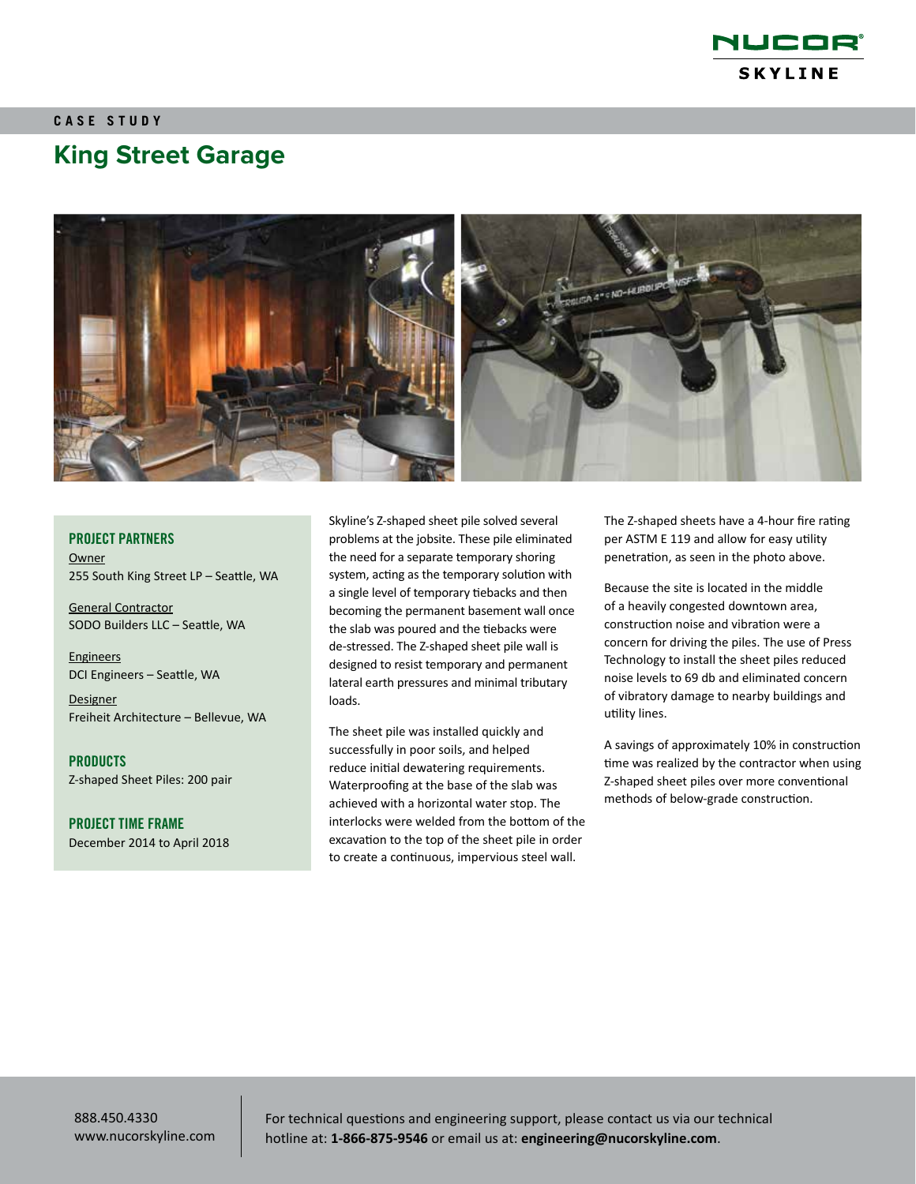CASE STUDY

# King Street Garage

### PROJECT PARTNERS

Owner
255 South King Street LP – Seattle, WA

General Contractor
SODO Builders LLC – Seattle, WA

Engineers
DCI Engineers – Seattle, WA

Designer
Freiheit Architecture – Bellevue, WA

### PRODUCTS

Z-shaped Sheet Piles: 200 pair

### PROJECT TIME FRAME

December 2014 to April 2018

Skyline's Z-shaped sheet pile solved several problems at the jobsite. These pile eliminated the need for a separate temporary shoring system, acting as the temporary solution with a single level of temporary tiebacks and then becoming the permanent basement wall once the slab was poured and the tiebacks were de-stressed. The Z-shaped sheet pile wall is designed to resist temporary and permanent lateral earth pressures and minimal tributary loads.

The sheet pile was installed quickly and successfully in poor soils, and helped reduce initial dewatering requirements. Waterproofing at the base of the slab was achieved with a horizontal water stop. The interlocks were welded from the bottom of the excavation to the top of the sheet pile in order to create a continuous, impervious steel wall.

The Z-shaped sheets have a 4-hour fire rating per ASTM E 119 and allow for easy utility penetration, as seen in the photo above.

Because the site is located in the middle of a heavily congested downtown area, construction noise and vibration were a concern for driving the piles. The use of Press Technology to install the sheet piles reduced noise levels to 69 db and eliminated concern of vibratory damage to nearby buildings and utility lines.

A savings of approximately 10% in construction time was realized by the contractor when using Z-shaped sheet piles over more conventional methods of below-grade construction.

888.450.4330
www.nucorskyline.com

For technical questions and engineering support, please contact us via our technical hotline at: **1-866-875-9546** or email us at: **engineering@nucorskyline.com**.